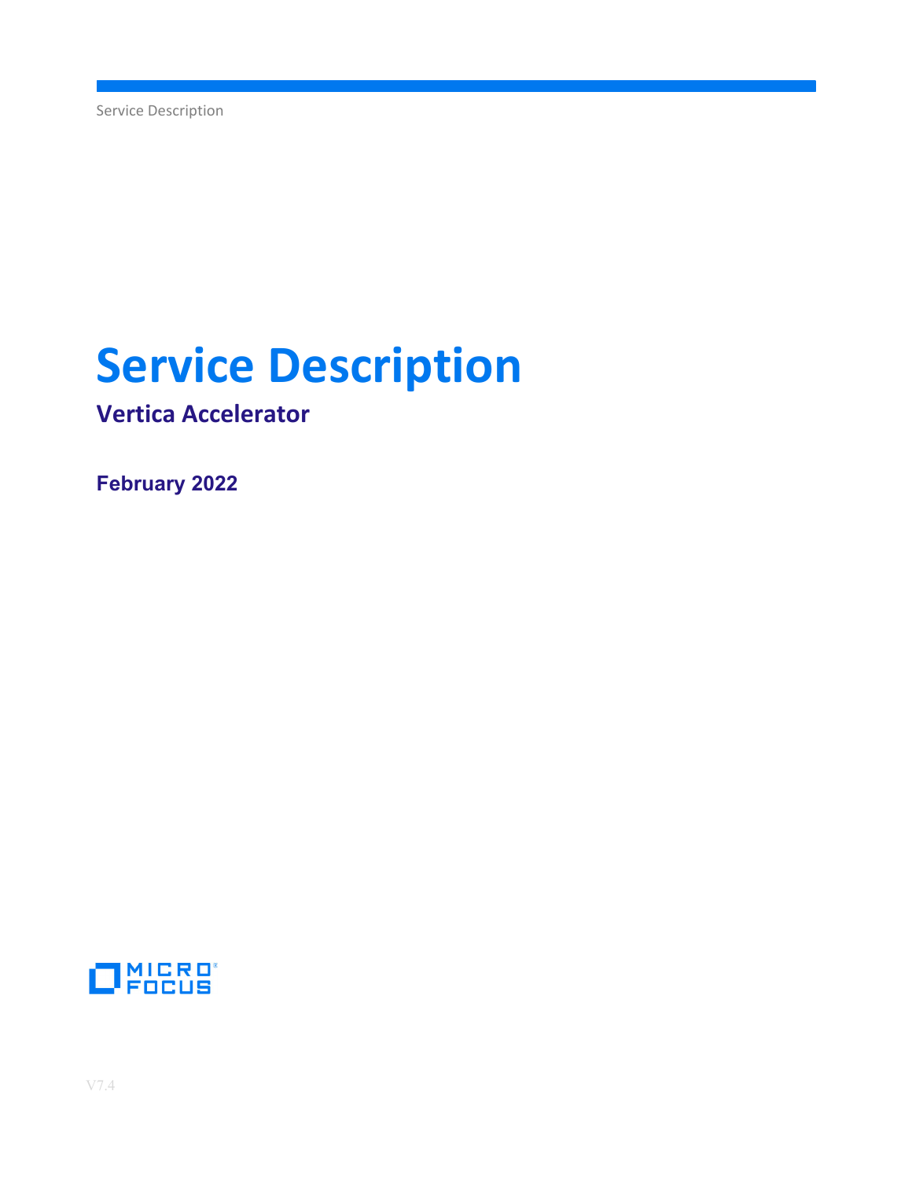# Service Description

## Vertica Accelerator

**February 2022**

MICRO FOCUS

V7.4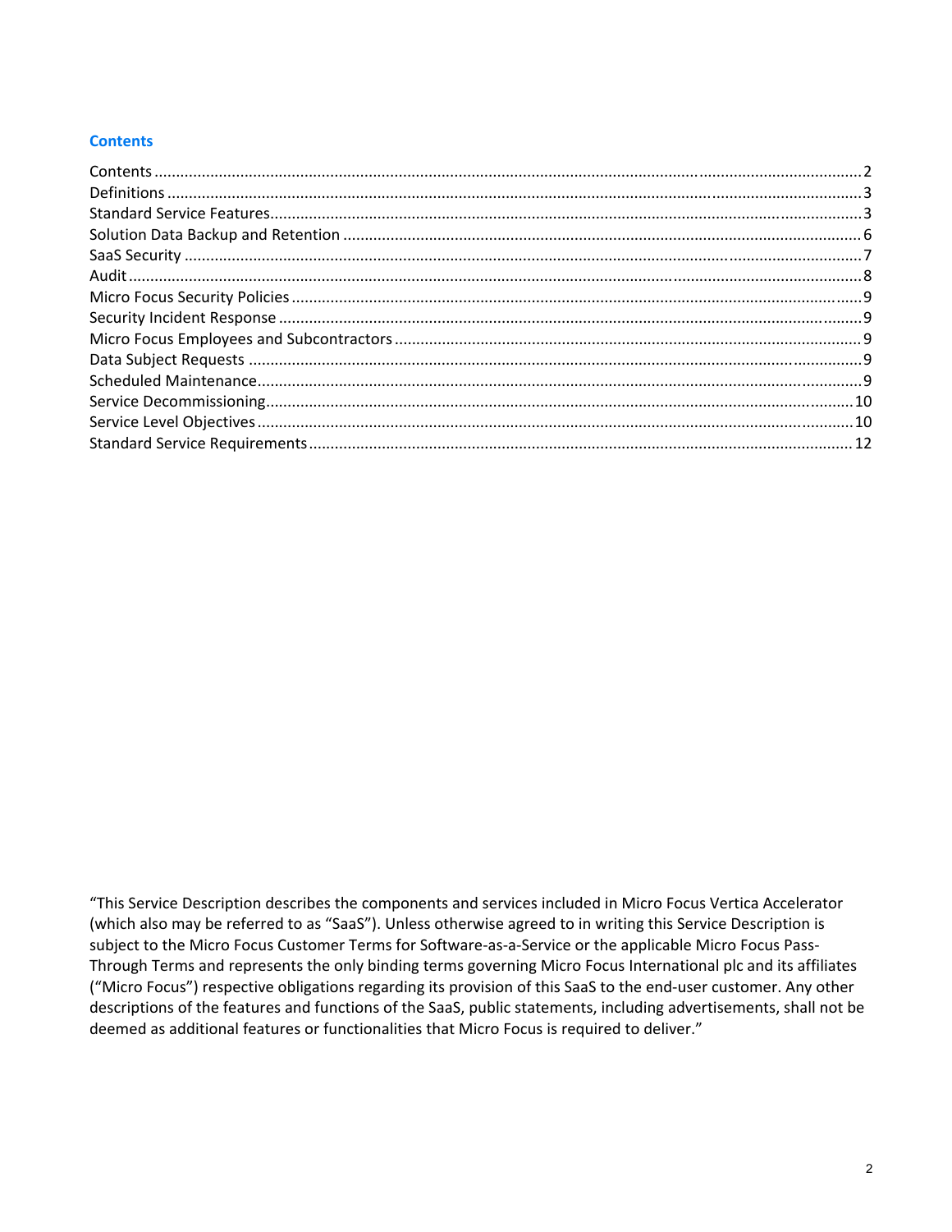## Contents

| | |
|---|---|
| Contents | 2 |
| Definitions | 3 |
| Standard Service Features | 3 |
| Solution Data Backup and Retention | 6 |
| SaaS Security | 7 |
| Audit | 8 |
| Micro Focus Security Policies | 9 |
| Security Incident Response | 9 |
| Micro Focus Employees and Subcontractors | 9 |
| Data Subject Requests | 9 |
| Scheduled Maintenance | 9 |
| Service Decommissioning | 10 |
| Service Level Objectives | 10 |
| Standard Service Requirements | 12 |

"This Service Description describes the components and services included in Micro Focus Vertica Accelerator (which also may be referred to as "SaaS"). Unless otherwise agreed to in writing this Service Description is subject to the Micro Focus Customer Terms for Software-as-a-Service or the applicable Micro Focus Pass-Through Terms and represents the only binding terms governing Micro Focus International plc and its affiliates ("Micro Focus") respective obligations regarding its provision of this SaaS to the end-user customer. Any other descriptions of the features and functions of the SaaS, public statements, including advertisements, shall not be deemed as additional features or functionalities that Micro Focus is required to deliver."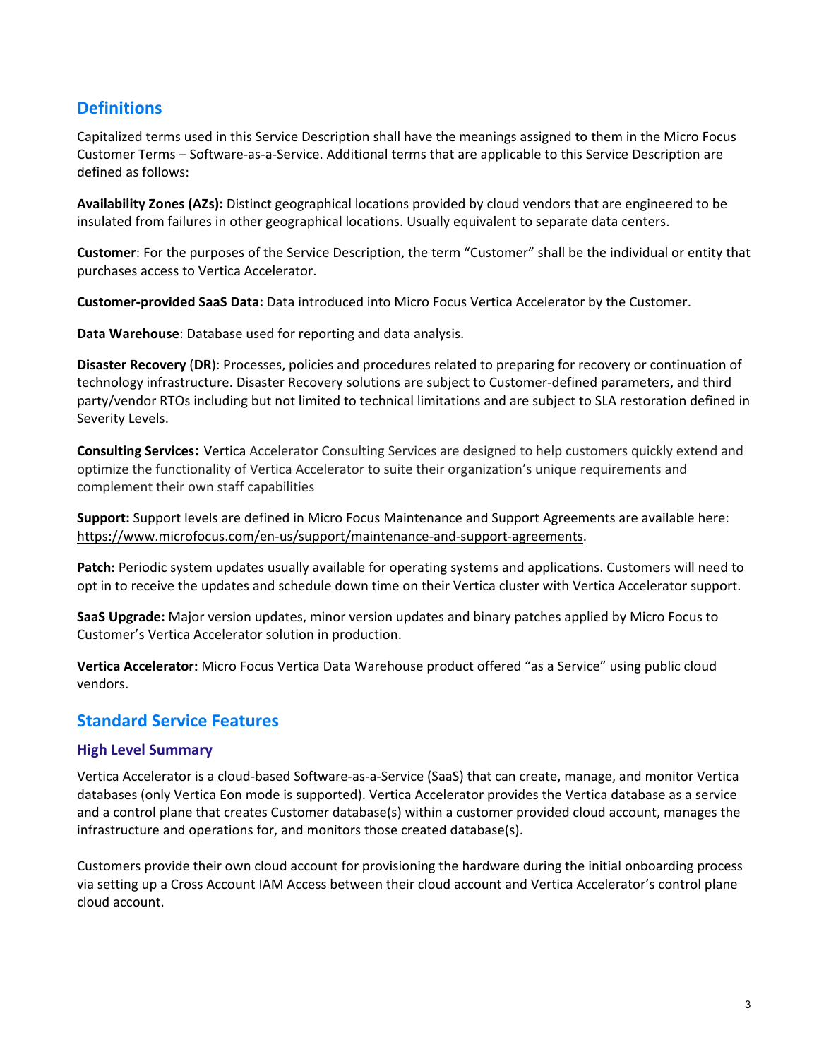## Definitions

Capitalized terms used in this Service Description shall have the meanings assigned to them in the Micro Focus Customer Terms – Software-as-a-Service. Additional terms that are applicable to this Service Description are defined as follows:

**Availability Zones (AZs):** Distinct geographical locations provided by cloud vendors that are engineered to be insulated from failures in other geographical locations. Usually equivalent to separate data centers.

**Customer**: For the purposes of the Service Description, the term "Customer" shall be the individual or entity that purchases access to Vertica Accelerator.

**Customer-provided SaaS Data:** Data introduced into Micro Focus Vertica Accelerator by the Customer.

**Data Warehouse**: Database used for reporting and data analysis.

**Disaster Recovery** (**DR**): Processes, policies and procedures related to preparing for recovery or continuation of technology infrastructure. Disaster Recovery solutions are subject to Customer-defined parameters, and third party/vendor RTOs including but not limited to technical limitations and are subject to SLA restoration defined in Severity Levels.

**Consulting Services:** Vertica Accelerator Consulting Services are designed to help customers quickly extend and optimize the functionality of Vertica Accelerator to suite their organization's unique requirements and complement their own staff capabilities

**Support:** Support levels are defined in Micro Focus Maintenance and Support Agreements are available here: https://www.microfocus.com/en-us/support/maintenance-and-support-agreements.

**Patch:** Periodic system updates usually available for operating systems and applications. Customers will need to opt in to receive the updates and schedule down time on their Vertica cluster with Vertica Accelerator support.

**SaaS Upgrade:** Major version updates, minor version updates and binary patches applied by Micro Focus to Customer's Vertica Accelerator solution in production.

**Vertica Accelerator:** Micro Focus Vertica Data Warehouse product offered "as a Service" using public cloud vendors.

## Standard Service Features

### High Level Summary

Vertica Accelerator is a cloud-based Software-as-a-Service (SaaS) that can create, manage, and monitor Vertica databases (only Vertica Eon mode is supported). Vertica Accelerator provides the Vertica database as a service and a control plane that creates Customer database(s) within a customer provided cloud account, manages the infrastructure and operations for, and monitors those created database(s).

Customers provide their own cloud account for provisioning the hardware during the initial onboarding process via setting up a Cross Account IAM Access between their cloud account and Vertica Accelerator's control plane cloud account.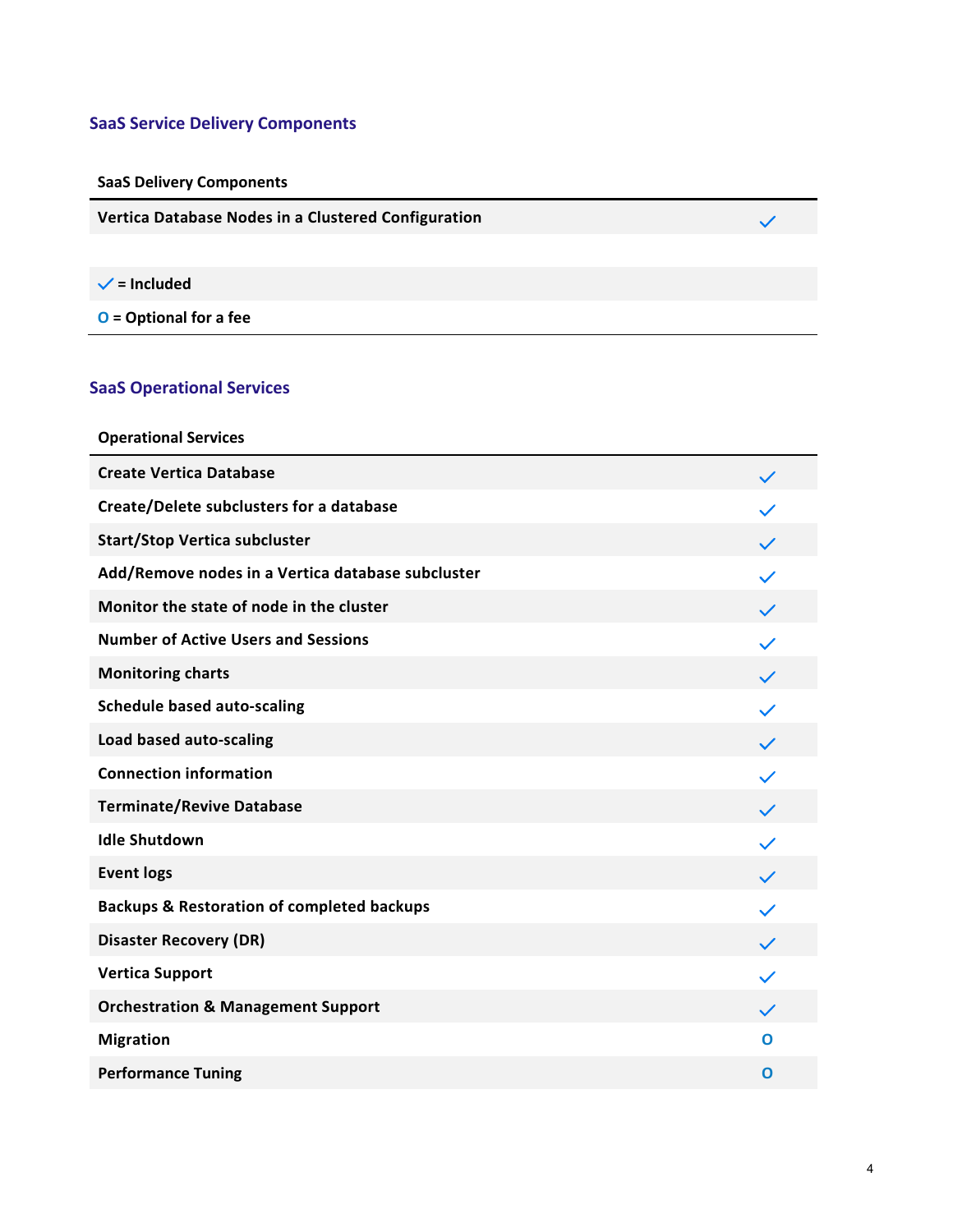## SaaS Service Delivery Components

| SaaS Delivery Components | |
|---|---|
| Vertica Database Nodes in a Clustered Configuration | ✓ |

| | |
|---|---|
| ✓ = Included | |
| O = Optional for a fee | |

## SaaS Operational Services

| Operational Services | |
|---|---|
| Create Vertica Database | ✓ |
| Create/Delete subclusters for a database | ✓ |
| Start/Stop Vertica subcluster | ✓ |
| Add/Remove nodes in a Vertica database subcluster | ✓ |
| Monitor the state of node in the cluster | ✓ |
| Number of Active Users and Sessions | ✓ |
| Monitoring charts | ✓ |
| Schedule based auto-scaling | ✓ |
| Load based auto-scaling | ✓ |
| Connection information | ✓ |
| Terminate/Revive Database | ✓ |
| Idle Shutdown | ✓ |
| Event logs | ✓ |
| Backups & Restoration of completed backups | ✓ |
| Disaster Recovery (DR) | ✓ |
| Vertica Support | ✓ |
| Orchestration & Management Support | ✓ |
| Migration | O |
| Performance Tuning | O |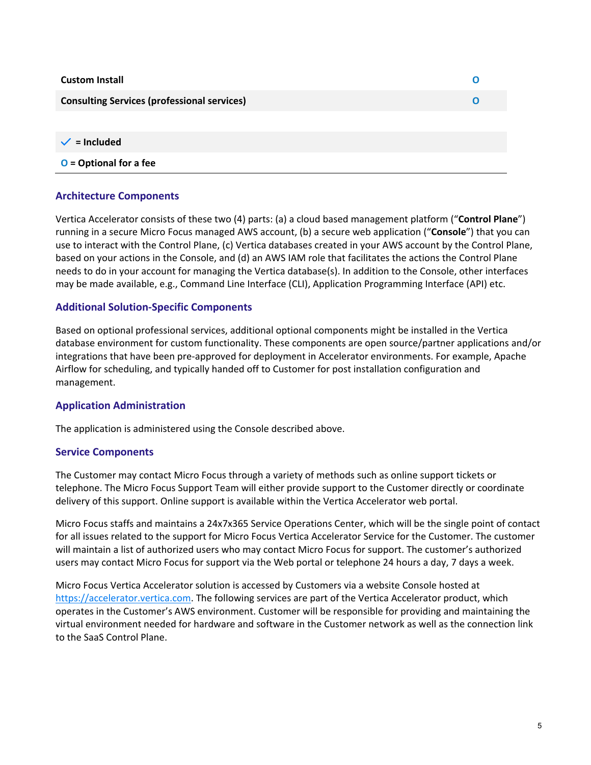| | |
|---|---|
| **Custom Install** | **O** |
| **Consulting Services (professional services)** | **O** |

✓ **= Included**

**O = Optional for a fee**

### Architecture Components

Vertica Accelerator consists of these two (4) parts: (a) a cloud based management platform ("**Control Plane**") running in a secure Micro Focus managed AWS account, (b) a secure web application ("**Console**") that you can use to interact with the Control Plane, (c) Vertica databases created in your AWS account by the Control Plane, based on your actions in the Console, and (d) an AWS IAM role that facilitates the actions the Control Plane needs to do in your account for managing the Vertica database(s). In addition to the Console, other interfaces may be made available, e.g., Command Line Interface (CLI), Application Programming Interface (API) etc.

### Additional Solution-Specific Components

Based on optional professional services, additional optional components might be installed in the Vertica database environment for custom functionality. These components are open source/partner applications and/or integrations that have been pre-approved for deployment in Accelerator environments. For example, Apache Airflow for scheduling, and typically handed off to Customer for post installation configuration and management.

### Application Administration

The application is administered using the Console described above.

### Service Components

The Customer may contact Micro Focus through a variety of methods such as online support tickets or telephone. The Micro Focus Support Team will either provide support to the Customer directly or coordinate delivery of this support. Online support is available within the Vertica Accelerator web portal.

Micro Focus staffs and maintains a 24x7x365 Service Operations Center, which will be the single point of contact for all issues related to the support for Micro Focus Vertica Accelerator Service for the Customer. The customer will maintain a list of authorized users who may contact Micro Focus for support. The customer's authorized users may contact Micro Focus for support via the Web portal or telephone 24 hours a day, 7 days a week.

Micro Focus Vertica Accelerator solution is accessed by Customers via a website Console hosted at https://accelerator.vertica.com. The following services are part of the Vertica Accelerator product, which operates in the Customer's AWS environment. Customer will be responsible for providing and maintaining the virtual environment needed for hardware and software in the Customer network as well as the connection link to the SaaS Control Plane.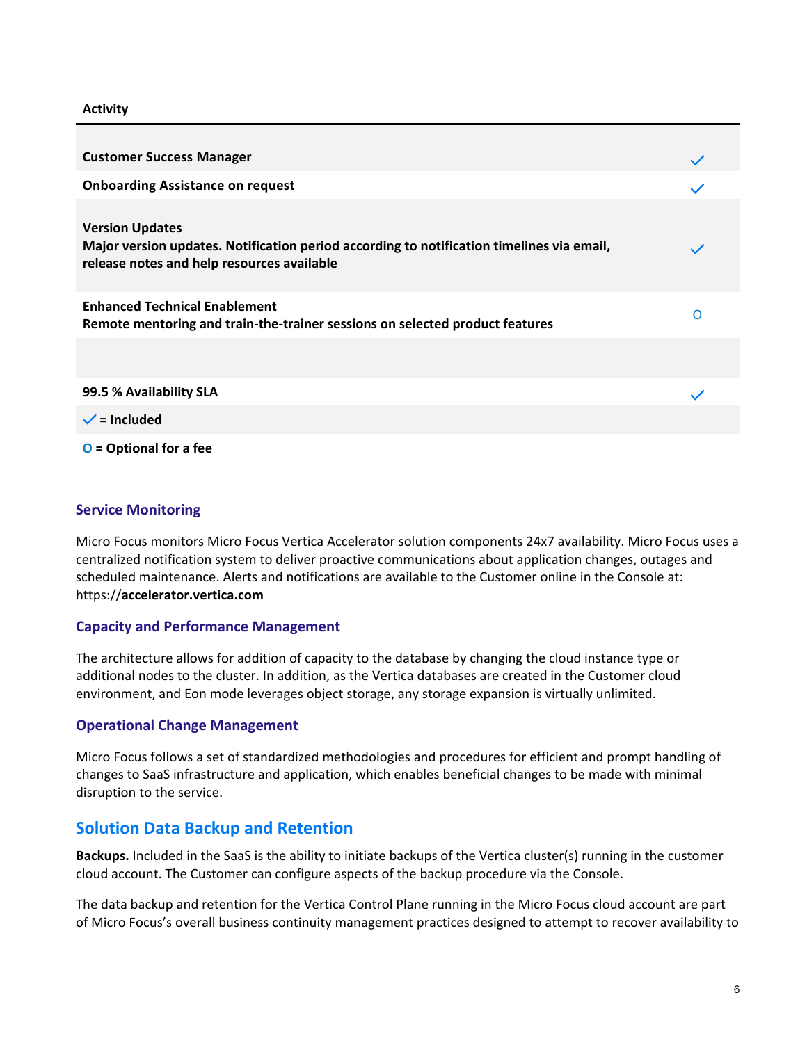| Activity | |
|---|---|
| **Customer Success Manager** | ✓ |
| **Onboarding Assistance on request** | ✓ |
| **Version Updates**<br>**Major version updates. Notification period according to notification timelines via email, release notes and help resources available** | ✓ |
| **Enhanced Technical Enablement**<br>**Remote mentoring and train-the-trainer sessions on selected product features** | O |
| | |
| **99.5 % Availability SLA** | ✓ |
| **✓ = Included** | |
| **O = Optional for a fee** | |

### Service Monitoring

Micro Focus monitors Micro Focus Vertica Accelerator solution components 24x7 availability. Micro Focus uses a centralized notification system to deliver proactive communications about application changes, outages and scheduled maintenance. Alerts and notifications are available to the Customer online in the Console at: https://**accelerator.vertica.com**

### Capacity and Performance Management

The architecture allows for addition of capacity to the database by changing the cloud instance type or additional nodes to the cluster. In addition, as the Vertica databases are created in the Customer cloud environment, and Eon mode leverages object storage, any storage expansion is virtually unlimited.

### Operational Change Management

Micro Focus follows a set of standardized methodologies and procedures for efficient and prompt handling of changes to SaaS infrastructure and application, which enables beneficial changes to be made with minimal disruption to the service.

## Solution Data Backup and Retention

**Backups.** Included in the SaaS is the ability to initiate backups of the Vertica cluster(s) running in the customer cloud account. The Customer can configure aspects of the backup procedure via the Console.

The data backup and retention for the Vertica Control Plane running in the Micro Focus cloud account are part of Micro Focus's overall business continuity management practices designed to attempt to recover availability to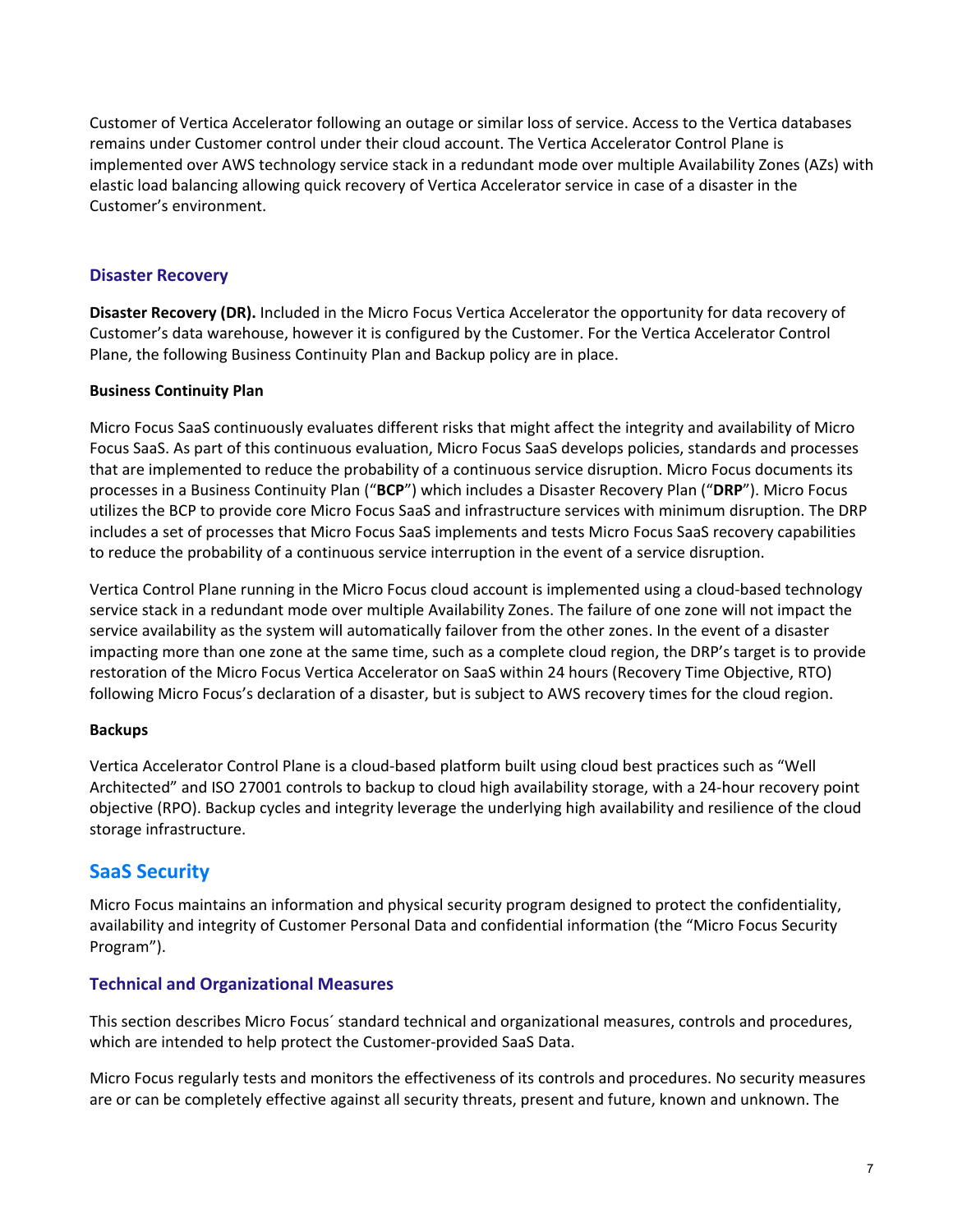Customer of Vertica Accelerator following an outage or similar loss of service. Access to the Vertica databases remains under Customer control under their cloud account. The Vertica Accelerator Control Plane is implemented over AWS technology service stack in a redundant mode over multiple Availability Zones (AZs) with elastic load balancing allowing quick recovery of Vertica Accelerator service in case of a disaster in the Customer's environment.

### Disaster Recovery

**Disaster Recovery (DR).** Included in the Micro Focus Vertica Accelerator the opportunity for data recovery of Customer's data warehouse, however it is configured by the Customer. For the Vertica Accelerator Control Plane, the following Business Continuity Plan and Backup policy are in place.

#### Business Continuity Plan

Micro Focus SaaS continuously evaluates different risks that might affect the integrity and availability of Micro Focus SaaS. As part of this continuous evaluation, Micro Focus SaaS develops policies, standards and processes that are implemented to reduce the probability of a continuous service disruption. Micro Focus documents its processes in a Business Continuity Plan ("**BCP**") which includes a Disaster Recovery Plan ("**DRP**"). Micro Focus utilizes the BCP to provide core Micro Focus SaaS and infrastructure services with minimum disruption. The DRP includes a set of processes that Micro Focus SaaS implements and tests Micro Focus SaaS recovery capabilities to reduce the probability of a continuous service interruption in the event of a service disruption.

Vertica Control Plane running in the Micro Focus cloud account is implemented using a cloud-based technology service stack in a redundant mode over multiple Availability Zones. The failure of one zone will not impact the service availability as the system will automatically failover from the other zones. In the event of a disaster impacting more than one zone at the same time, such as a complete cloud region, the DRP's target is to provide restoration of the Micro Focus Vertica Accelerator on SaaS within 24 hours (Recovery Time Objective, RTO) following Micro Focus's declaration of a disaster, but is subject to AWS recovery times for the cloud region.

#### Backups

Vertica Accelerator Control Plane is a cloud-based platform built using cloud best practices such as "Well Architected" and ISO 27001 controls to backup to cloud high availability storage, with a 24-hour recovery point objective (RPO). Backup cycles and integrity leverage the underlying high availability and resilience of the cloud storage infrastructure.

## SaaS Security

Micro Focus maintains an information and physical security program designed to protect the confidentiality, availability and integrity of Customer Personal Data and confidential information (the "Micro Focus Security Program").

### Technical and Organizational Measures

This section describes Micro Focus´ standard technical and organizational measures, controls and procedures, which are intended to help protect the Customer-provided SaaS Data.

Micro Focus regularly tests and monitors the effectiveness of its controls and procedures. No security measures are or can be completely effective against all security threats, present and future, known and unknown. The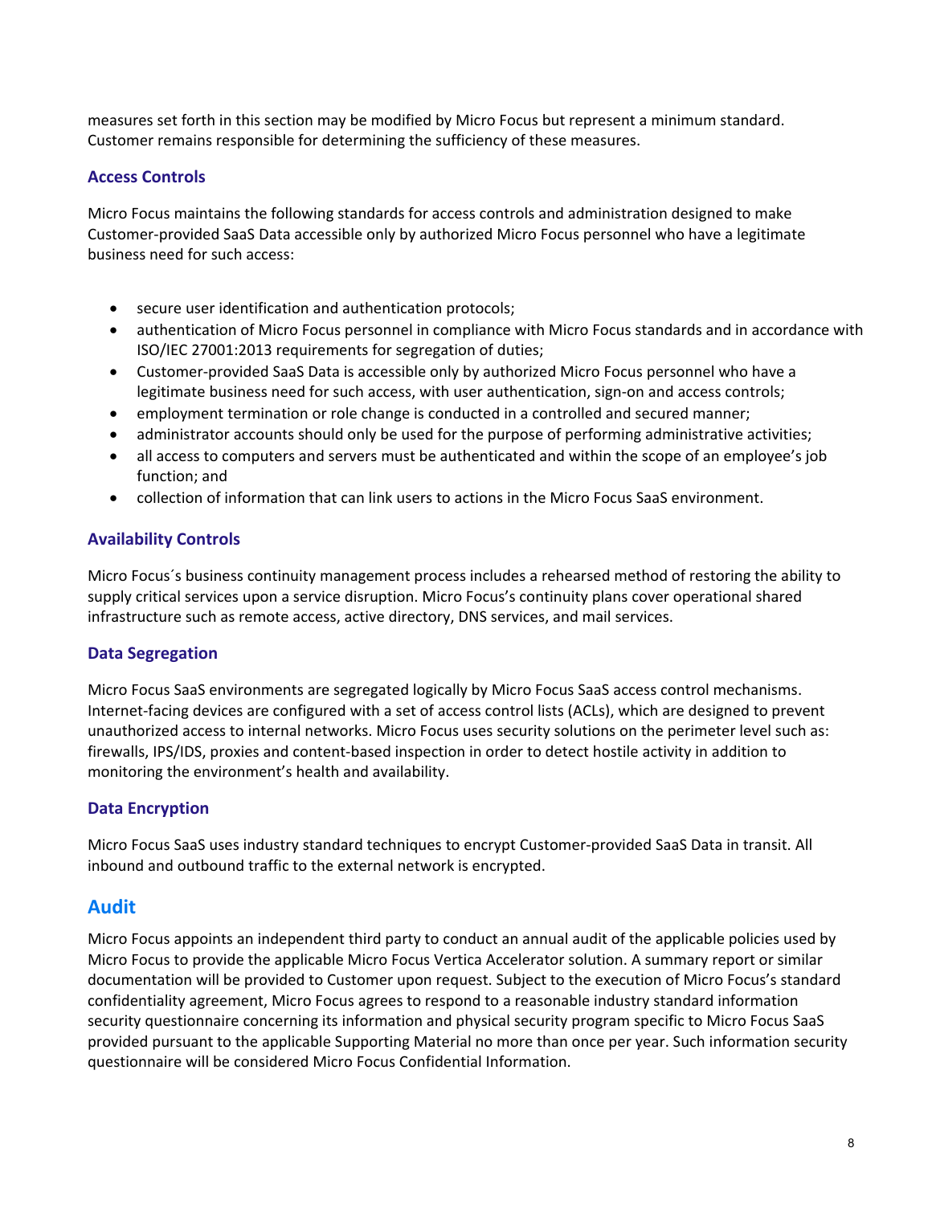measures set forth in this section may be modified by Micro Focus but represent a minimum standard. Customer remains responsible for determining the sufficiency of these measures.

### Access Controls

Micro Focus maintains the following standards for access controls and administration designed to make Customer-provided SaaS Data accessible only by authorized Micro Focus personnel who have a legitimate business need for such access:

- secure user identification and authentication protocols;
- authentication of Micro Focus personnel in compliance with Micro Focus standards and in accordance with ISO/IEC 27001:2013 requirements for segregation of duties;
- Customer-provided SaaS Data is accessible only by authorized Micro Focus personnel who have a legitimate business need for such access, with user authentication, sign-on and access controls;
- employment termination or role change is conducted in a controlled and secured manner;
- administrator accounts should only be used for the purpose of performing administrative activities;
- all access to computers and servers must be authenticated and within the scope of an employee's job function; and
- collection of information that can link users to actions in the Micro Focus SaaS environment.

### Availability Controls

Micro Focus´s business continuity management process includes a rehearsed method of restoring the ability to supply critical services upon a service disruption. Micro Focus's continuity plans cover operational shared infrastructure such as remote access, active directory, DNS services, and mail services.

### Data Segregation

Micro Focus SaaS environments are segregated logically by Micro Focus SaaS access control mechanisms. Internet-facing devices are configured with a set of access control lists (ACLs), which are designed to prevent unauthorized access to internal networks. Micro Focus uses security solutions on the perimeter level such as: firewalls, IPS/IDS, proxies and content-based inspection in order to detect hostile activity in addition to monitoring the environment's health and availability.

### Data Encryption

Micro Focus SaaS uses industry standard techniques to encrypt Customer-provided SaaS Data in transit. All inbound and outbound traffic to the external network is encrypted.

## Audit

Micro Focus appoints an independent third party to conduct an annual audit of the applicable policies used by Micro Focus to provide the applicable Micro Focus Vertica Accelerator solution. A summary report or similar documentation will be provided to Customer upon request. Subject to the execution of Micro Focus's standard confidentiality agreement, Micro Focus agrees to respond to a reasonable industry standard information security questionnaire concerning its information and physical security program specific to Micro Focus SaaS provided pursuant to the applicable Supporting Material no more than once per year. Such information security questionnaire will be considered Micro Focus Confidential Information.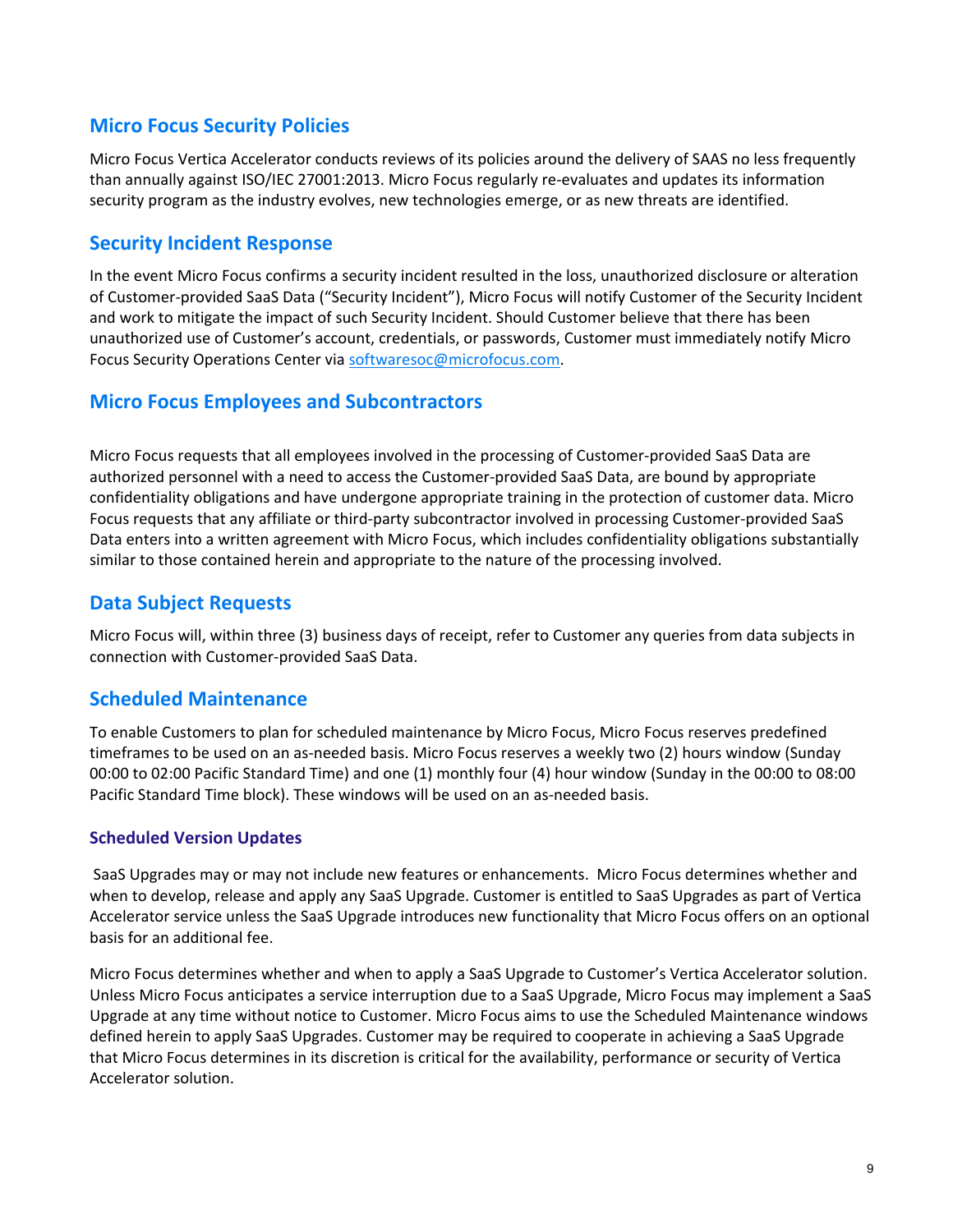## Micro Focus Security Policies

Micro Focus Vertica Accelerator conducts reviews of its policies around the delivery of SAAS no less frequently than annually against ISO/IEC 27001:2013. Micro Focus regularly re-evaluates and updates its information security program as the industry evolves, new technologies emerge, or as new threats are identified.

## Security Incident Response

In the event Micro Focus confirms a security incident resulted in the loss, unauthorized disclosure or alteration of Customer-provided SaaS Data ("Security Incident"), Micro Focus will notify Customer of the Security Incident and work to mitigate the impact of such Security Incident. Should Customer believe that there has been unauthorized use of Customer's account, credentials, or passwords, Customer must immediately notify Micro Focus Security Operations Center via softwaresoc@microfocus.com.

## Micro Focus Employees and Subcontractors

Micro Focus requests that all employees involved in the processing of Customer-provided SaaS Data are authorized personnel with a need to access the Customer-provided SaaS Data, are bound by appropriate confidentiality obligations and have undergone appropriate training in the protection of customer data. Micro Focus requests that any affiliate or third-party subcontractor involved in processing Customer-provided SaaS Data enters into a written agreement with Micro Focus, which includes confidentiality obligations substantially similar to those contained herein and appropriate to the nature of the processing involved.

## Data Subject Requests

Micro Focus will, within three (3) business days of receipt, refer to Customer any queries from data subjects in connection with Customer-provided SaaS Data.

## Scheduled Maintenance

To enable Customers to plan for scheduled maintenance by Micro Focus, Micro Focus reserves predefined timeframes to be used on an as-needed basis. Micro Focus reserves a weekly two (2) hours window (Sunday 00:00 to 02:00 Pacific Standard Time) and one (1) monthly four (4) hour window (Sunday in the 00:00 to 08:00 Pacific Standard Time block). These windows will be used on an as-needed basis.

### Scheduled Version Updates

SaaS Upgrades may or may not include new features or enhancements. Micro Focus determines whether and when to develop, release and apply any SaaS Upgrade. Customer is entitled to SaaS Upgrades as part of Vertica Accelerator service unless the SaaS Upgrade introduces new functionality that Micro Focus offers on an optional basis for an additional fee.

Micro Focus determines whether and when to apply a SaaS Upgrade to Customer's Vertica Accelerator solution. Unless Micro Focus anticipates a service interruption due to a SaaS Upgrade, Micro Focus may implement a SaaS Upgrade at any time without notice to Customer. Micro Focus aims to use the Scheduled Maintenance windows defined herein to apply SaaS Upgrades. Customer may be required to cooperate in achieving a SaaS Upgrade that Micro Focus determines in its discretion is critical for the availability, performance or security of Vertica Accelerator solution.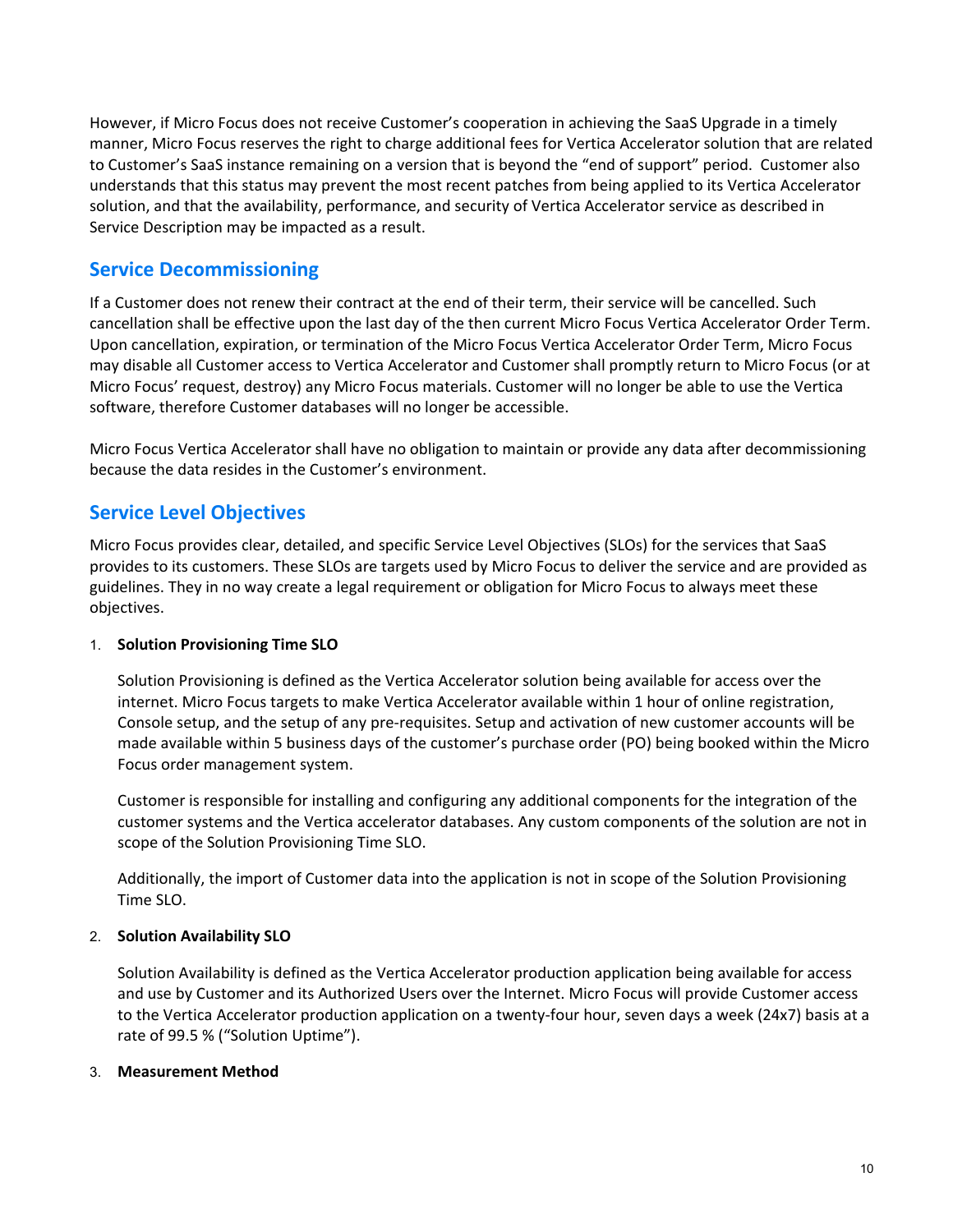However, if Micro Focus does not receive Customer's cooperation in achieving the SaaS Upgrade in a timely manner, Micro Focus reserves the right to charge additional fees for Vertica Accelerator solution that are related to Customer's SaaS instance remaining on a version that is beyond the "end of support" period. Customer also understands that this status may prevent the most recent patches from being applied to its Vertica Accelerator solution, and that the availability, performance, and security of Vertica Accelerator service as described in Service Description may be impacted as a result.

## Service Decommissioning

If a Customer does not renew their contract at the end of their term, their service will be cancelled. Such cancellation shall be effective upon the last day of the then current Micro Focus Vertica Accelerator Order Term. Upon cancellation, expiration, or termination of the Micro Focus Vertica Accelerator Order Term, Micro Focus may disable all Customer access to Vertica Accelerator and Customer shall promptly return to Micro Focus (or at Micro Focus' request, destroy) any Micro Focus materials. Customer will no longer be able to use the Vertica software, therefore Customer databases will no longer be accessible.

Micro Focus Vertica Accelerator shall have no obligation to maintain or provide any data after decommissioning because the data resides in the Customer's environment.

## Service Level Objectives

Micro Focus provides clear, detailed, and specific Service Level Objectives (SLOs) for the services that SaaS provides to its customers. These SLOs are targets used by Micro Focus to deliver the service and are provided as guidelines. They in no way create a legal requirement or obligation for Micro Focus to always meet these objectives.

1. **Solution Provisioning Time SLO**

   Solution Provisioning is defined as the Vertica Accelerator solution being available for access over the internet. Micro Focus targets to make Vertica Accelerator available within 1 hour of online registration, Console setup, and the setup of any pre-requisites. Setup and activation of new customer accounts will be made available within 5 business days of the customer's purchase order (PO) being booked within the Micro Focus order management system.

   Customer is responsible for installing and configuring any additional components for the integration of the customer systems and the Vertica accelerator databases. Any custom components of the solution are not in scope of the Solution Provisioning Time SLO.

   Additionally, the import of Customer data into the application is not in scope of the Solution Provisioning Time SLO.

2. **Solution Availability SLO**

   Solution Availability is defined as the Vertica Accelerator production application being available for access and use by Customer and its Authorized Users over the Internet. Micro Focus will provide Customer access to the Vertica Accelerator production application on a twenty-four hour, seven days a week (24x7) basis at a rate of 99.5 % ("Solution Uptime").

3. **Measurement Method**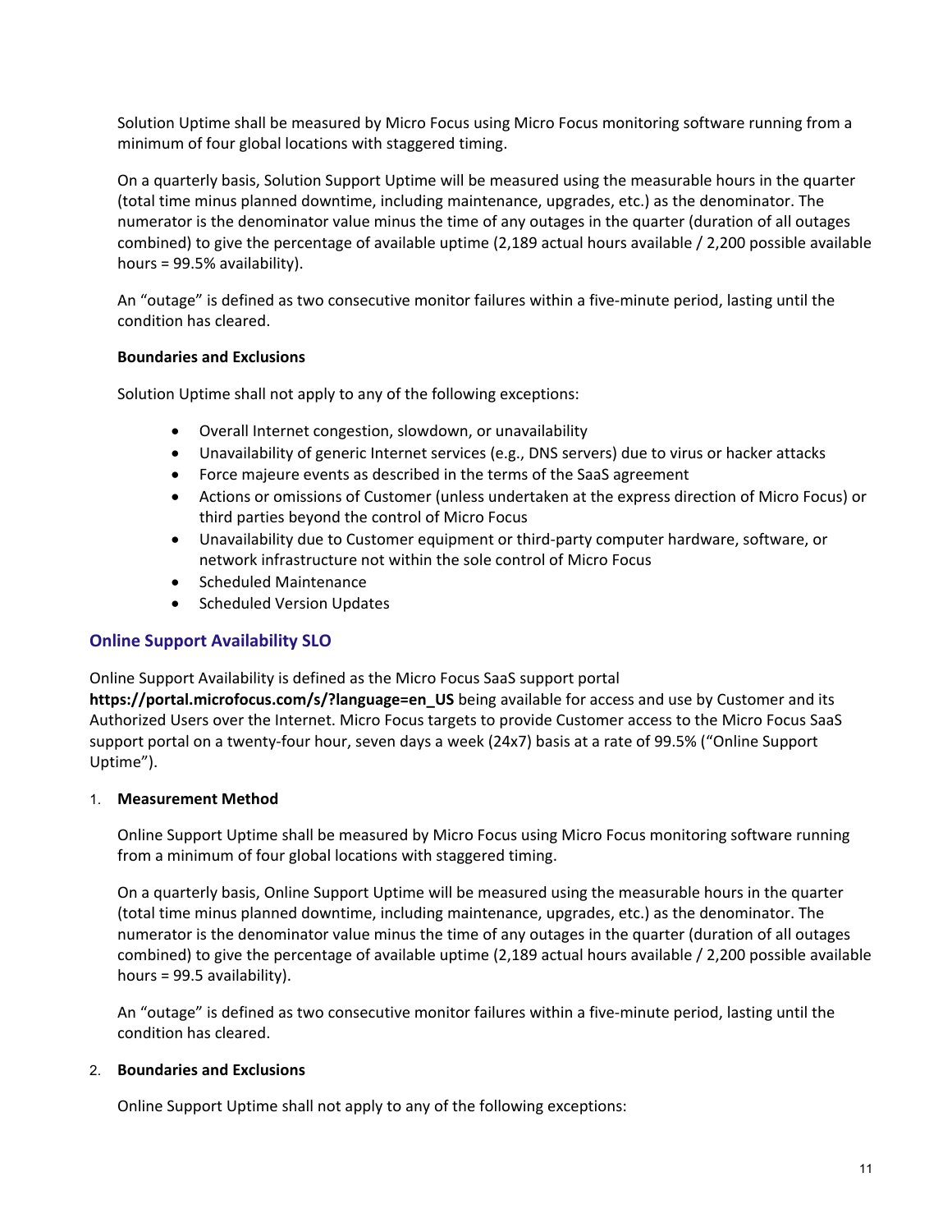Solution Uptime shall be measured by Micro Focus using Micro Focus monitoring software running from a minimum of four global locations with staggered timing.

On a quarterly basis, Solution Support Uptime will be measured using the measurable hours in the quarter (total time minus planned downtime, including maintenance, upgrades, etc.) as the denominator. The numerator is the denominator value minus the time of any outages in the quarter (duration of all outages combined) to give the percentage of available uptime (2,189 actual hours available / 2,200 possible available hours = 99.5% availability).

An “outage” is defined as two consecutive monitor failures within a five-minute period, lasting until the condition has cleared.

**Boundaries and Exclusions**

Solution Uptime shall not apply to any of the following exceptions:

- Overall Internet congestion, slowdown, or unavailability
- Unavailability of generic Internet services (e.g., DNS servers) due to virus or hacker attacks
- Force majeure events as described in the terms of the SaaS agreement
- Actions or omissions of Customer (unless undertaken at the express direction of Micro Focus) or third parties beyond the control of Micro Focus
- Unavailability due to Customer equipment or third-party computer hardware, software, or network infrastructure not within the sole control of Micro Focus
- Scheduled Maintenance
- Scheduled Version Updates

## Online Support Availability SLO

Online Support Availability is defined as the Micro Focus SaaS support portal **https://portal.microfocus.com/s/?language=en_US** being available for access and use by Customer and its Authorized Users over the Internet. Micro Focus targets to provide Customer access to the Micro Focus SaaS support portal on a twenty-four hour, seven days a week (24x7) basis at a rate of 99.5% (“Online Support Uptime”).

1. **Measurement Method**

   Online Support Uptime shall be measured by Micro Focus using Micro Focus monitoring software running from a minimum of four global locations with staggered timing.

   On a quarterly basis, Online Support Uptime will be measured using the measurable hours in the quarter (total time minus planned downtime, including maintenance, upgrades, etc.) as the denominator. The numerator is the denominator value minus the time of any outages in the quarter (duration of all outages combined) to give the percentage of available uptime (2,189 actual hours available / 2,200 possible available hours = 99.5 availability).

   An “outage” is defined as two consecutive monitor failures within a five-minute period, lasting until the condition has cleared.

2. **Boundaries and Exclusions**

   Online Support Uptime shall not apply to any of the following exceptions: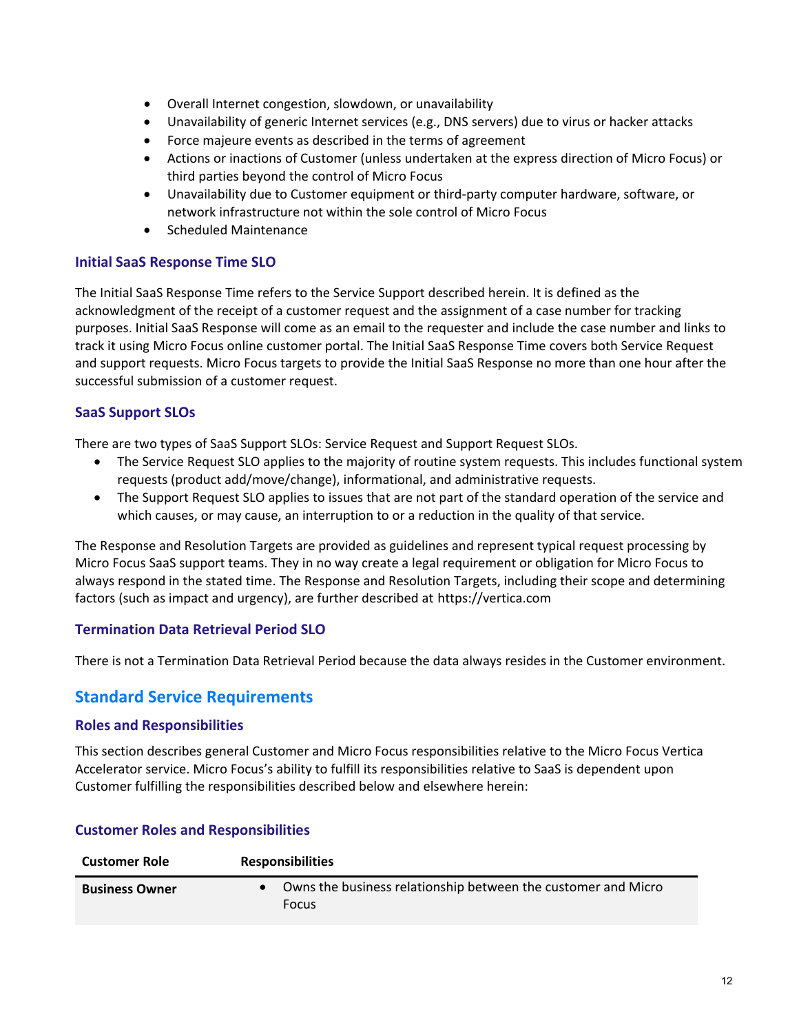- Overall Internet congestion, slowdown, or unavailability
- Unavailability of generic Internet services (e.g., DNS servers) due to virus or hacker attacks
- Force majeure events as described in the terms of agreement
- Actions or inactions of Customer (unless undertaken at the express direction of Micro Focus) or third parties beyond the control of Micro Focus
- Unavailability due to Customer equipment or third-party computer hardware, software, or network infrastructure not within the sole control of Micro Focus
- Scheduled Maintenance

### Initial SaaS Response Time SLO

The Initial SaaS Response Time refers to the Service Support described herein. It is defined as the acknowledgment of the receipt of a customer request and the assignment of a case number for tracking purposes. Initial SaaS Response will come as an email to the requester and include the case number and links to track it using Micro Focus online customer portal. The Initial SaaS Response Time covers both Service Request and support requests. Micro Focus targets to provide the Initial SaaS Response no more than one hour after the successful submission of a customer request.

### SaaS Support SLOs

There are two types of SaaS Support SLOs: Service Request and Support Request SLOs.

- The Service Request SLO applies to the majority of routine system requests. This includes functional system requests (product add/move/change), informational, and administrative requests.
- The Support Request SLO applies to issues that are not part of the standard operation of the service and which causes, or may cause, an interruption to or a reduction in the quality of that service.

The Response and Resolution Targets are provided as guidelines and represent typical request processing by Micro Focus SaaS support teams. They in no way create a legal requirement or obligation for Micro Focus to always respond in the stated time. The Response and Resolution Targets, including their scope and determining factors (such as impact and urgency), are further described at https://vertica.com

### Termination Data Retrieval Period SLO

There is not a Termination Data Retrieval Period because the data always resides in the Customer environment.

## Standard Service Requirements

### Roles and Responsibilities

This section describes general Customer and Micro Focus responsibilities relative to the Micro Focus Vertica Accelerator service. Micro Focus's ability to fulfill its responsibilities relative to SaaS is dependent upon Customer fulfilling the responsibilities described below and elsewhere herein:

### Customer Roles and Responsibilities

| Customer Role | Responsibilities |
|---|---|
| **Business Owner** | • Owns the business relationship between the customer and Micro Focus |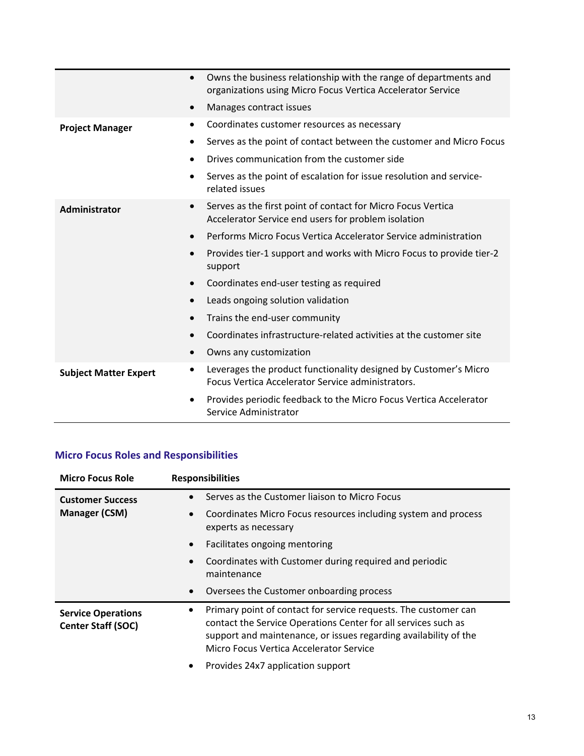| | |
|---|---|
| | • Owns the business relationship with the range of departments and organizations using Micro Focus Vertica Accelerator Service<br>• Manages contract issues |
| **Project Manager** | • Coordinates customer resources as necessary<br>• Serves as the point of contact between the customer and Micro Focus<br>• Drives communication from the customer side<br>• Serves as the point of escalation for issue resolution and service-related issues |
| **Administrator** | • Serves as the first point of contact for Micro Focus Vertica Accelerator Service end users for problem isolation<br>• Performs Micro Focus Vertica Accelerator Service administration<br>• Provides tier-1 support and works with Micro Focus to provide tier-2 support<br>• Coordinates end-user testing as required<br>• Leads ongoing solution validation<br>• Trains the end-user community<br>• Coordinates infrastructure-related activities at the customer site<br>• Owns any customization |
| **Subject Matter Expert** | • Leverages the product functionality designed by Customer's Micro Focus Vertica Accelerator Service administrators.<br>• Provides periodic feedback to the Micro Focus Vertica Accelerator Service Administrator |

### Micro Focus Roles and Responsibilities

| Micro Focus Role | Responsibilities |
|---|---|
| **Customer Success Manager (CSM)** | • Serves as the Customer liaison to Micro Focus<br>• Coordinates Micro Focus resources including system and process experts as necessary<br>• Facilitates ongoing mentoring<br>• Coordinates with Customer during required and periodic maintenance<br>• Oversees the Customer onboarding process |
| **Service Operations Center Staff (SOC)** | • Primary point of contact for service requests. The customer can contact the Service Operations Center for all services such as support and maintenance, or issues regarding availability of the Micro Focus Vertica Accelerator Service<br>• Provides 24x7 application support |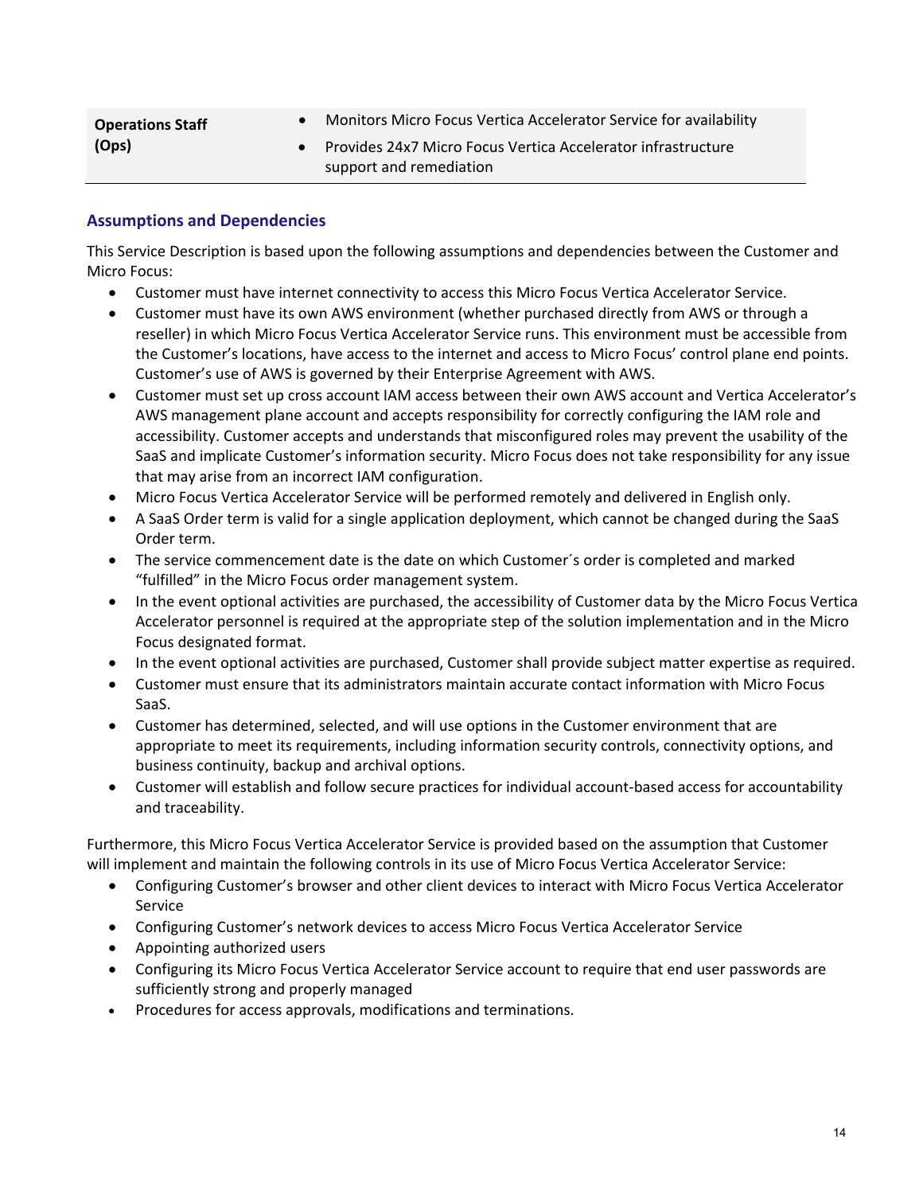| Operations Staff (Ops) | • Monitors Micro Focus Vertica Accelerator Service for availability<br>• Provides 24x7 Micro Focus Vertica Accelerator infrastructure support and remediation |
|---|---|

### Assumptions and Dependencies

This Service Description is based upon the following assumptions and dependencies between the Customer and Micro Focus:

- Customer must have internet connectivity to access this Micro Focus Vertica Accelerator Service.
- Customer must have its own AWS environment (whether purchased directly from AWS or through a reseller) in which Micro Focus Vertica Accelerator Service runs. This environment must be accessible from the Customer's locations, have access to the internet and access to Micro Focus' control plane end points. Customer's use of AWS is governed by their Enterprise Agreement with AWS.
- Customer must set up cross account IAM access between their own AWS account and Vertica Accelerator's AWS management plane account and accepts responsibility for correctly configuring the IAM role and accessibility. Customer accepts and understands that misconfigured roles may prevent the usability of the SaaS and implicate Customer's information security. Micro Focus does not take responsibility for any issue that may arise from an incorrect IAM configuration.
- Micro Focus Vertica Accelerator Service will be performed remotely and delivered in English only.
- A SaaS Order term is valid for a single application deployment, which cannot be changed during the SaaS Order term.
- The service commencement date is the date on which Customer´s order is completed and marked "fulfilled" in the Micro Focus order management system.
- In the event optional activities are purchased, the accessibility of Customer data by the Micro Focus Vertica Accelerator personnel is required at the appropriate step of the solution implementation and in the Micro Focus designated format.
- In the event optional activities are purchased, Customer shall provide subject matter expertise as required.
- Customer must ensure that its administrators maintain accurate contact information with Micro Focus SaaS.
- Customer has determined, selected, and will use options in the Customer environment that are appropriate to meet its requirements, including information security controls, connectivity options, and business continuity, backup and archival options.
- Customer will establish and follow secure practices for individual account-based access for accountability and traceability.

Furthermore, this Micro Focus Vertica Accelerator Service is provided based on the assumption that Customer will implement and maintain the following controls in its use of Micro Focus Vertica Accelerator Service:

- Configuring Customer's browser and other client devices to interact with Micro Focus Vertica Accelerator Service
- Configuring Customer's network devices to access Micro Focus Vertica Accelerator Service
- Appointing authorized users
- Configuring its Micro Focus Vertica Accelerator Service account to require that end user passwords are sufficiently strong and properly managed
- Procedures for access approvals, modifications and terminations.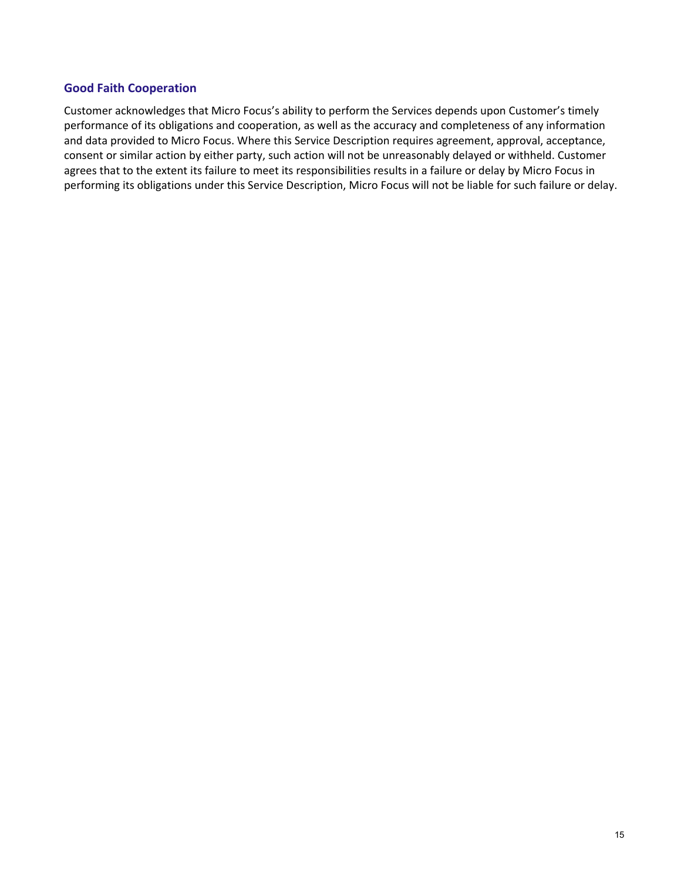## Good Faith Cooperation

Customer acknowledges that Micro Focus's ability to perform the Services depends upon Customer's timely performance of its obligations and cooperation, as well as the accuracy and completeness of any information and data provided to Micro Focus. Where this Service Description requires agreement, approval, acceptance, consent or similar action by either party, such action will not be unreasonably delayed or withheld. Customer agrees that to the extent its failure to meet its responsibilities results in a failure or delay by Micro Focus in performing its obligations under this Service Description, Micro Focus will not be liable for such failure or delay.